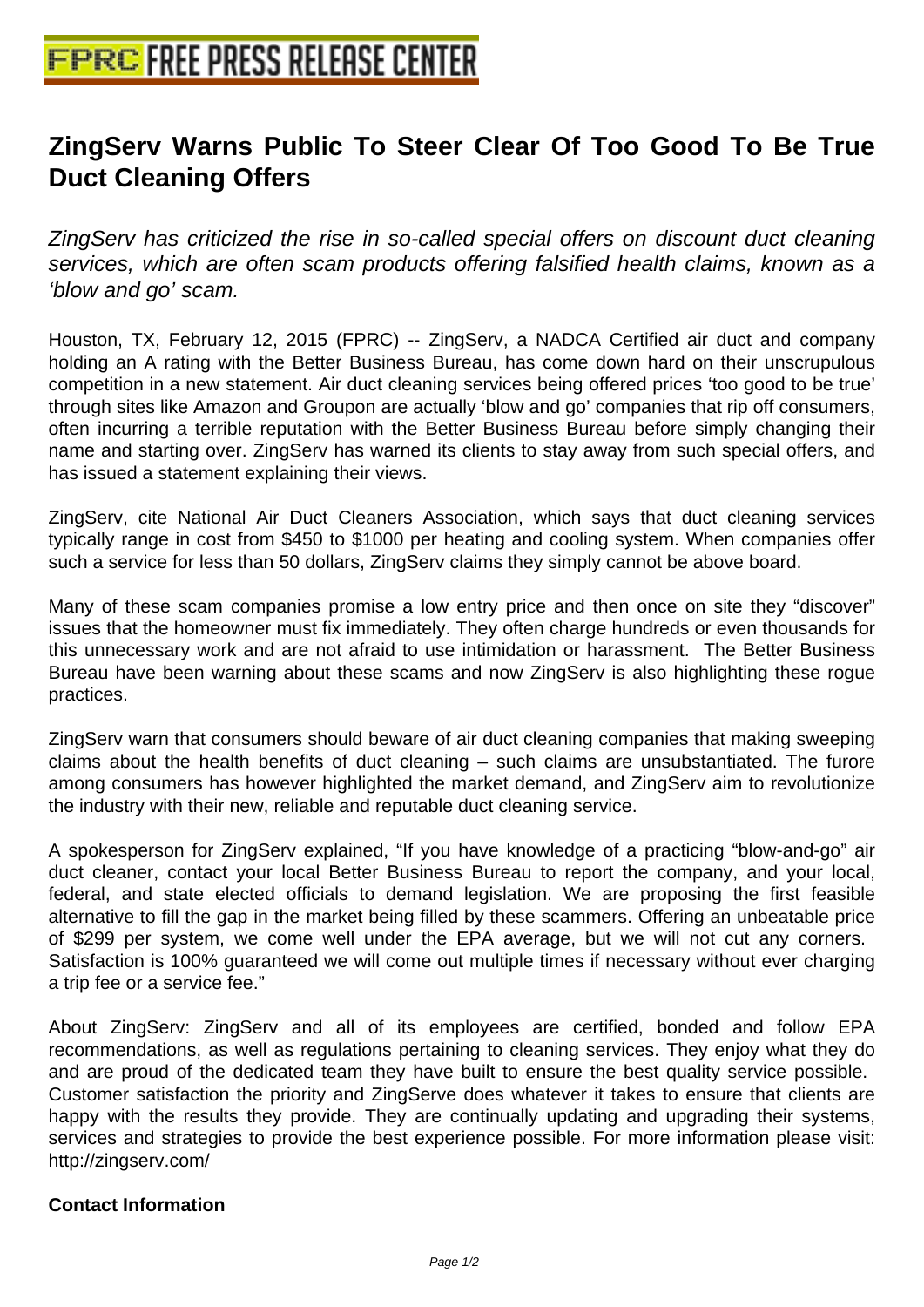# ZingServ Warns Public To Steer Clear Of Too Good To Be True Duct Cleaning Offers

*ZingServ has criticized the rise in so-called special offers on discount duct cleaning services, which are often scam products offering falsified health claims, known as a 'blow and go' scam.*

Houston, TX, February 12, 2015 (FPRC) -- ZingServ, a NADCA Certified air duct and company holding an A rating with the Better Business Bureau, has come down hard on their unscrupulous competition in a new statement. Air duct cleaning services being offered prices 'too good to be true' through sites like Amazon and Groupon are actually 'blow and go' companies that rip off consumers, often incurring a terrible reputation with the Better Business Bureau before simply changing their name and starting over. ZingServ has warned its clients to stay away from such special offers, and has issued a statement explaining their views.

ZingServ, cite National Air Duct Cleaners Association, which says that duct cleaning services typically range in cost from $450 to $1000 per heating and cooling system. When companies offer such a service for less than 50 dollars, ZingServ claims they simply cannot be above board.

Many of these scam companies promise a low entry price and then once on site they "discover" issues that the homeowner must fix immediately. They often charge hundreds or even thousands for this unnecessary work and are not afraid to use intimidation or harassment. The Better Business Bureau have been warning about these scams and now ZingServ is also highlighting these rogue practices.

ZingServ warn that consumers should beware of air duct cleaning companies that making sweeping claims about the health benefits of duct cleaning – such claims are unsubstantiated. The furore among consumers has however highlighted the market demand, and ZingServ aim to revolutionize the industry with their new, reliable and reputable duct cleaning service.

A spokesperson for ZingServ explained, "If you have knowledge of a practicing "blow-and-go" air duct cleaner, contact your local Better Business Bureau to report the company, and your local, federal, and state elected officials to demand legislation. We are proposing the first feasible alternative to fill the gap in the market being filled by these scammers. Offering an unbeatable price of $299 per system, we come well under the EPA average, but we will not cut any corners. Satisfaction is 100% guaranteed we will come out multiple times if necessary without ever charging a trip fee or a service fee."

About ZingServ: ZingServ and all of its employees are certified, bonded and follow EPA recommendations, as well as regulations pertaining to cleaning services. They enjoy what they do and are proud of the dedicated team they have built to ensure the best quality service possible. Customer satisfaction the priority and ZingServe does whatever it takes to ensure that clients are happy with the results they provide. They are continually updating and upgrading their systems, services and strategies to provide the best experience possible. For more information please visit: http://zingserv.com/

**Contact Information**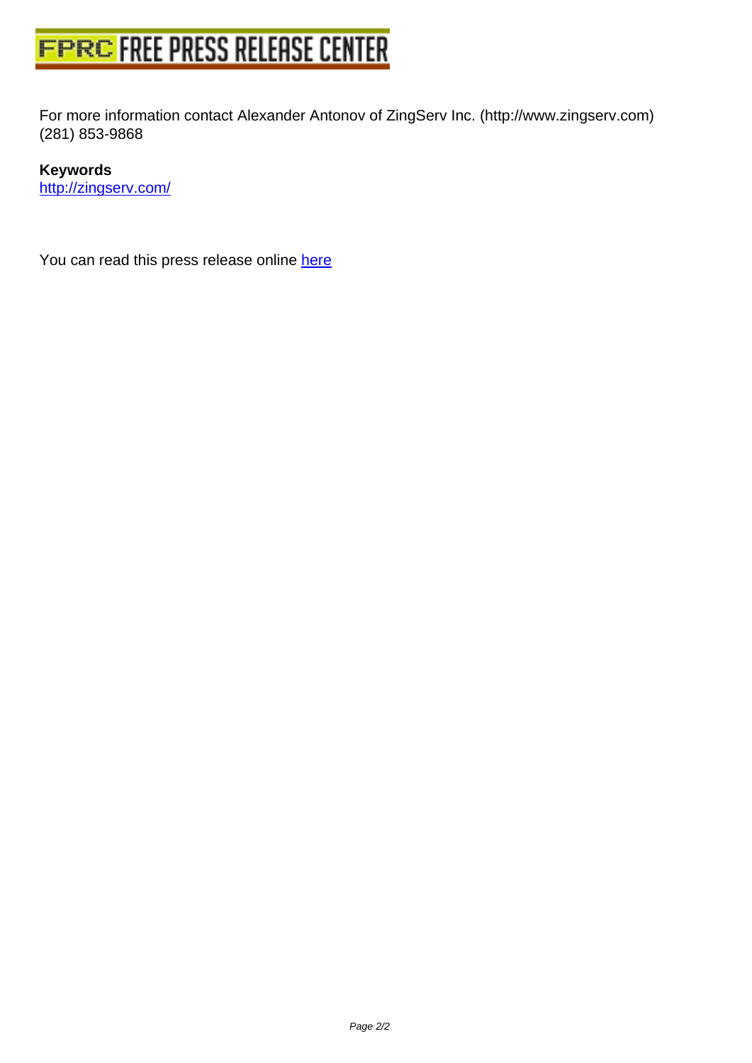For more information contact Alexander Antonov of ZingServ Inc. (http://www.zingserv.com)
(281) 853-9868

**Keywords**
http://zingserv.com/

You can read this press release online here